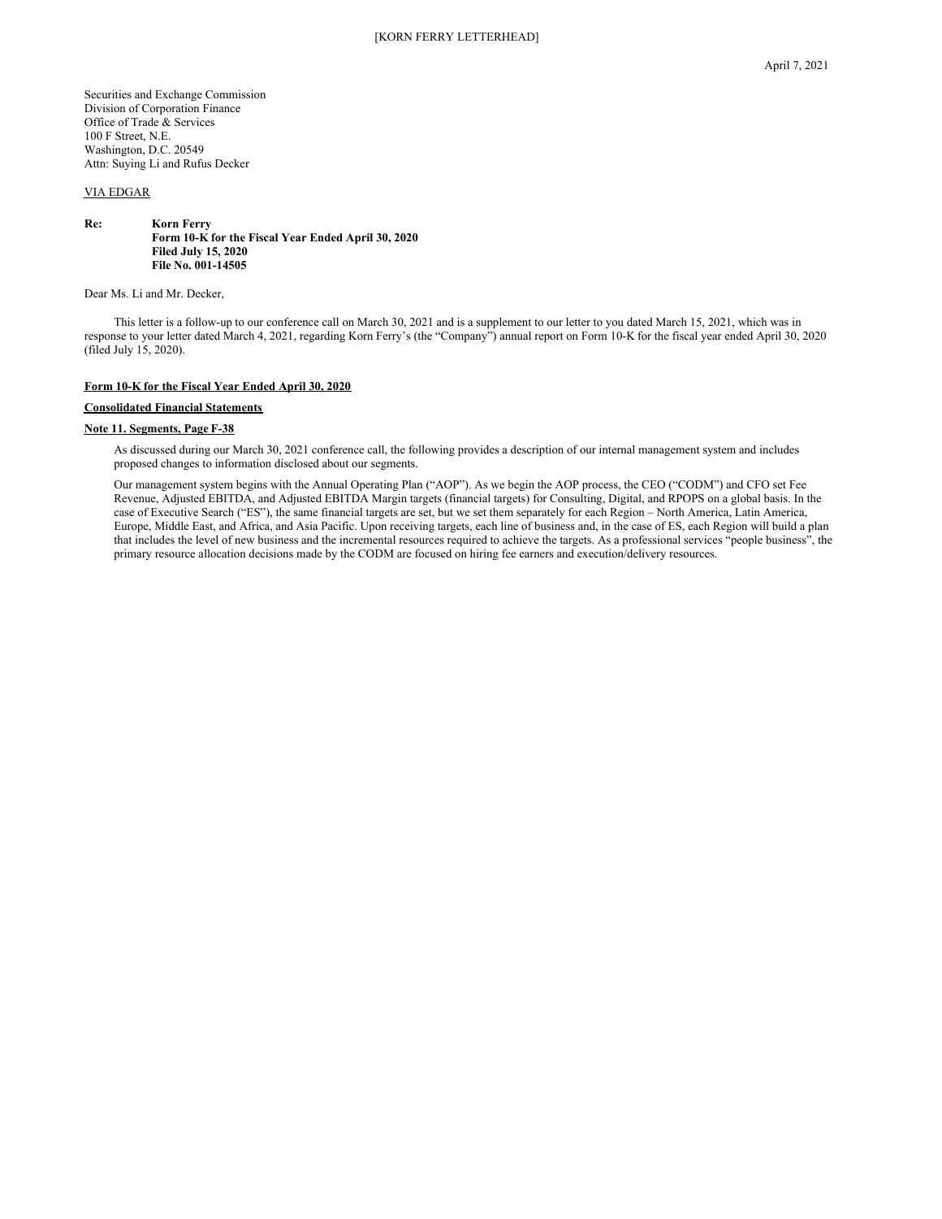[KORN FERRY LETTERHEAD]

April 7, 2021

Securities and Exchange Commission
Division of Corporation Finance
Office of Trade & Services
100 F Street, N.E.
Washington, D.C. 20549
Attn: Suying Li and Rufus Decker

VIA EDGAR

**Re: Korn Ferry**
**Form 10-K for the Fiscal Year Ended April 30, 2020**
**Filed July 15, 2020**
**File No. 001-14505**

Dear Ms. Li and Mr. Decker,

This letter is a follow-up to our conference call on March 30, 2021 and is a supplement to our letter to you dated March 15, 2021, which was in response to your letter dated March 4, 2021, regarding Korn Ferry's (the "Company") annual report on Form 10-K for the fiscal year ended April 30, 2020 (filed July 15, 2020).

**Form 10-K for the Fiscal Year Ended April 30, 2020**

**Consolidated Financial Statements**

**Note 11. Segments, Page F-38**

As discussed during our March 30, 2021 conference call, the following provides a description of our internal management system and includes proposed changes to information disclosed about our segments.

Our management system begins with the Annual Operating Plan ("AOP"). As we begin the AOP process, the CEO ("CODM") and CFO set Fee Revenue, Adjusted EBITDA, and Adjusted EBITDA Margin targets (financial targets) for Consulting, Digital, and RPOPS on a global basis. In the case of Executive Search ("ES"), the same financial targets are set, but we set them separately for each Region – North America, Latin America, Europe, Middle East, and Africa, and Asia Pacific. Upon receiving targets, each line of business and, in the case of ES, each Region will build a plan that includes the level of new business and the incremental resources required to achieve the targets. As a professional services "people business", the primary resource allocation decisions made by the CODM are focused on hiring fee earners and execution/delivery resources.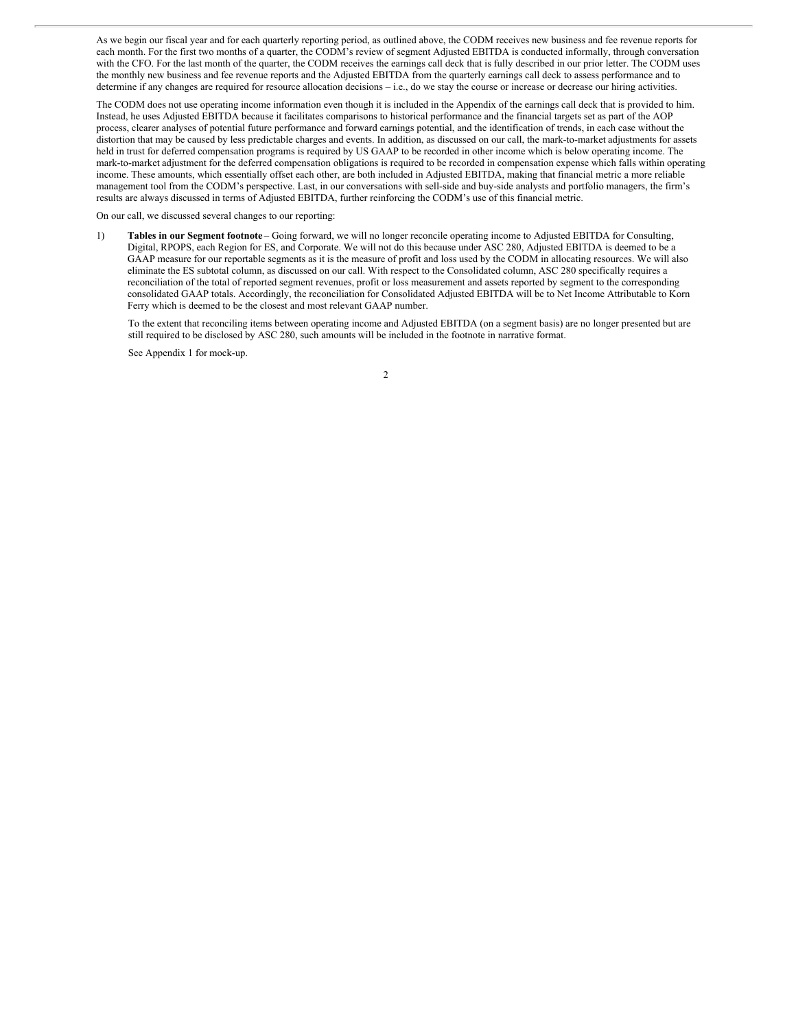As we begin our fiscal year and for each quarterly reporting period, as outlined above, the CODM receives new business and fee revenue reports for each month. For the first two months of a quarter, the CODM's review of segment Adjusted EBITDA is conducted informally, through conversation with the CFO. For the last month of the quarter, the CODM receives the earnings call deck that is fully described in our prior letter. The CODM uses the monthly new business and fee revenue reports and the Adjusted EBITDA from the quarterly earnings call deck to assess performance and to determine if any changes are required for resource allocation decisions – i.e., do we stay the course or increase or decrease our hiring activities.

The CODM does not use operating income information even though it is included in the Appendix of the earnings call deck that is provided to him. Instead, he uses Adjusted EBITDA because it facilitates comparisons to historical performance and the financial targets set as part of the AOP process, clearer analyses of potential future performance and forward earnings potential, and the identification of trends, in each case without the distortion that may be caused by less predictable charges and events. In addition, as discussed on our call, the mark-to-market adjustments for assets held in trust for deferred compensation programs is required by US GAAP to be recorded in other income which is below operating income. The mark-to-market adjustment for the deferred compensation obligations is required to be recorded in compensation expense which falls within operating income. These amounts, which essentially offset each other, are both included in Adjusted EBITDA, making that financial metric a more reliable management tool from the CODM's perspective. Last, in our conversations with sell-side and buy-side analysts and portfolio managers, the firm's results are always discussed in terms of Adjusted EBITDA, further reinforcing the CODM's use of this financial metric.

On our call, we discussed several changes to our reporting:

1) **Tables in our Segment footnote** – Going forward, we will no longer reconcile operating income to Adjusted EBITDA for Consulting, Digital, RPOPS, each Region for ES, and Corporate. We will not do this because under ASC 280, Adjusted EBITDA is deemed to be a GAAP measure for our reportable segments as it is the measure of profit and loss used by the CODM in allocating resources. We will also eliminate the ES subtotal column, as discussed on our call. With respect to the Consolidated column, ASC 280 specifically requires a reconciliation of the total of reported segment revenues, profit or loss measurement and assets reported by segment to the corresponding consolidated GAAP totals. Accordingly, the reconciliation for Consolidated Adjusted EBITDA will be to Net Income Attributable to Korn Ferry which is deemed to be the closest and most relevant GAAP number.

   To the extent that reconciling items between operating income and Adjusted EBITDA (on a segment basis) are no longer presented but are still required to be disclosed by ASC 280, such amounts will be included in the footnote in narrative format.

   See Appendix 1 for mock-up.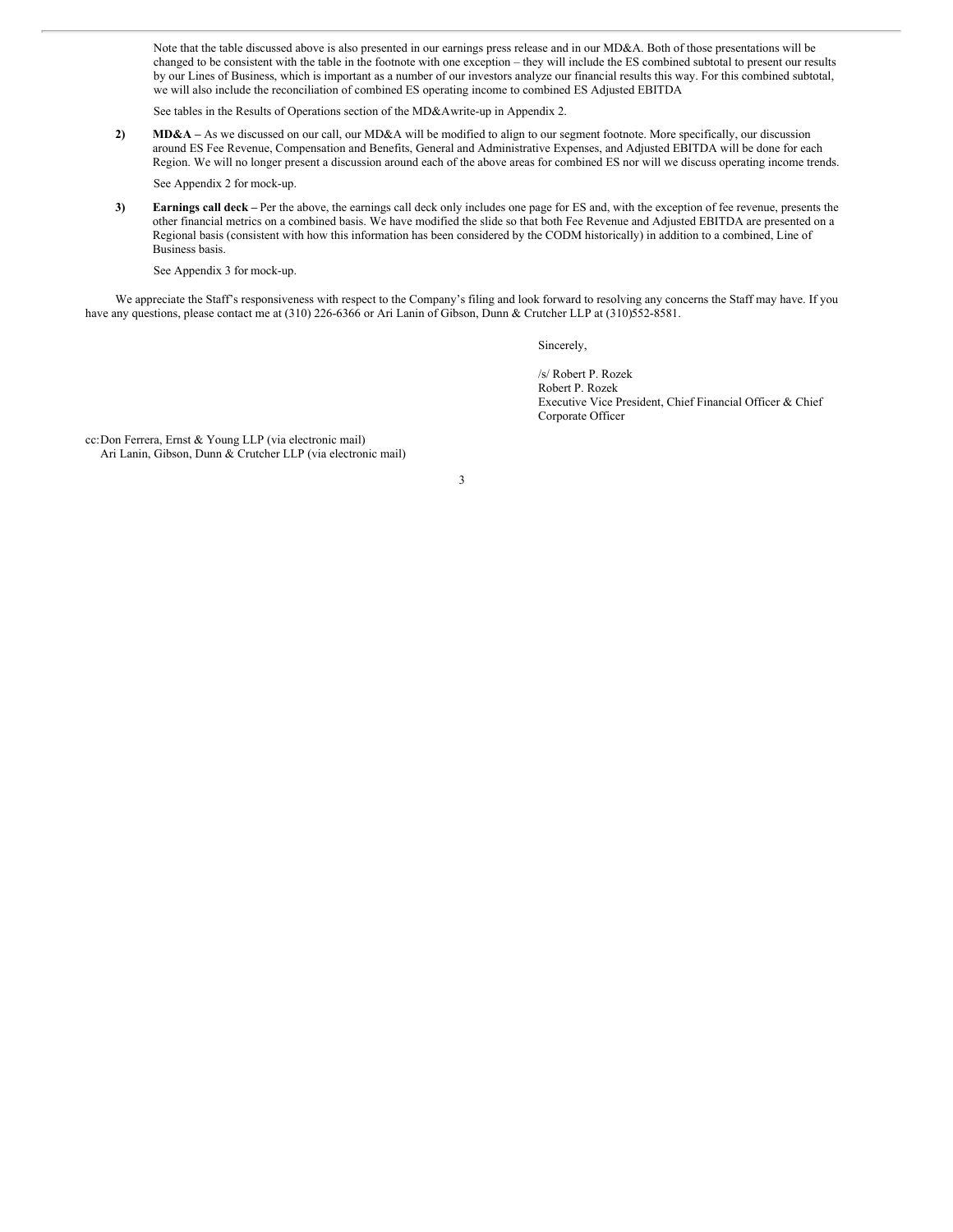Note that the table discussed above is also presented in our earnings press release and in our MD&A. Both of those presentations will be changed to be consistent with the table in the footnote with one exception – they will include the ES combined subtotal to present our results by our Lines of Business, which is important as a number of our investors analyze our financial results this way. For this combined subtotal, we will also include the reconciliation of combined ES operating income to combined ES Adjusted EBITDA

See tables in the Results of Operations section of the MD&Awrite-up in Appendix 2.

2) **MD&A –** As we discussed on our call, our MD&A will be modified to align to our segment footnote. More specifically, our discussion around ES Fee Revenue, Compensation and Benefits, General and Administrative Expenses, and Adjusted EBITDA will be done for each Region. We will no longer present a discussion around each of the above areas for combined ES nor will we discuss operating income trends.

See Appendix 2 for mock-up.

3) **Earnings call deck –** Per the above, the earnings call deck only includes one page for ES and, with the exception of fee revenue, presents the other financial metrics on a combined basis. We have modified the slide so that both Fee Revenue and Adjusted EBITDA are presented on a Regional basis (consistent with how this information has been considered by the CODM historically) in addition to a combined, Line of Business basis.

See Appendix 3 for mock-up.

We appreciate the Staff's responsiveness with respect to the Company's filing and look forward to resolving any concerns the Staff may have. If you have any questions, please contact me at (310) 226-6366 or Ari Lanin of Gibson, Dunn & Crutcher LLP at (310)552-8581.

Sincerely,

/s/ Robert P. Rozek
Robert P. Rozek
Executive Vice President, Chief Financial Officer & Chief Corporate Officer

cc: Don Ferrera, Ernst & Young LLP (via electronic mail)
Ari Lanin, Gibson, Dunn & Crutcher LLP (via electronic mail)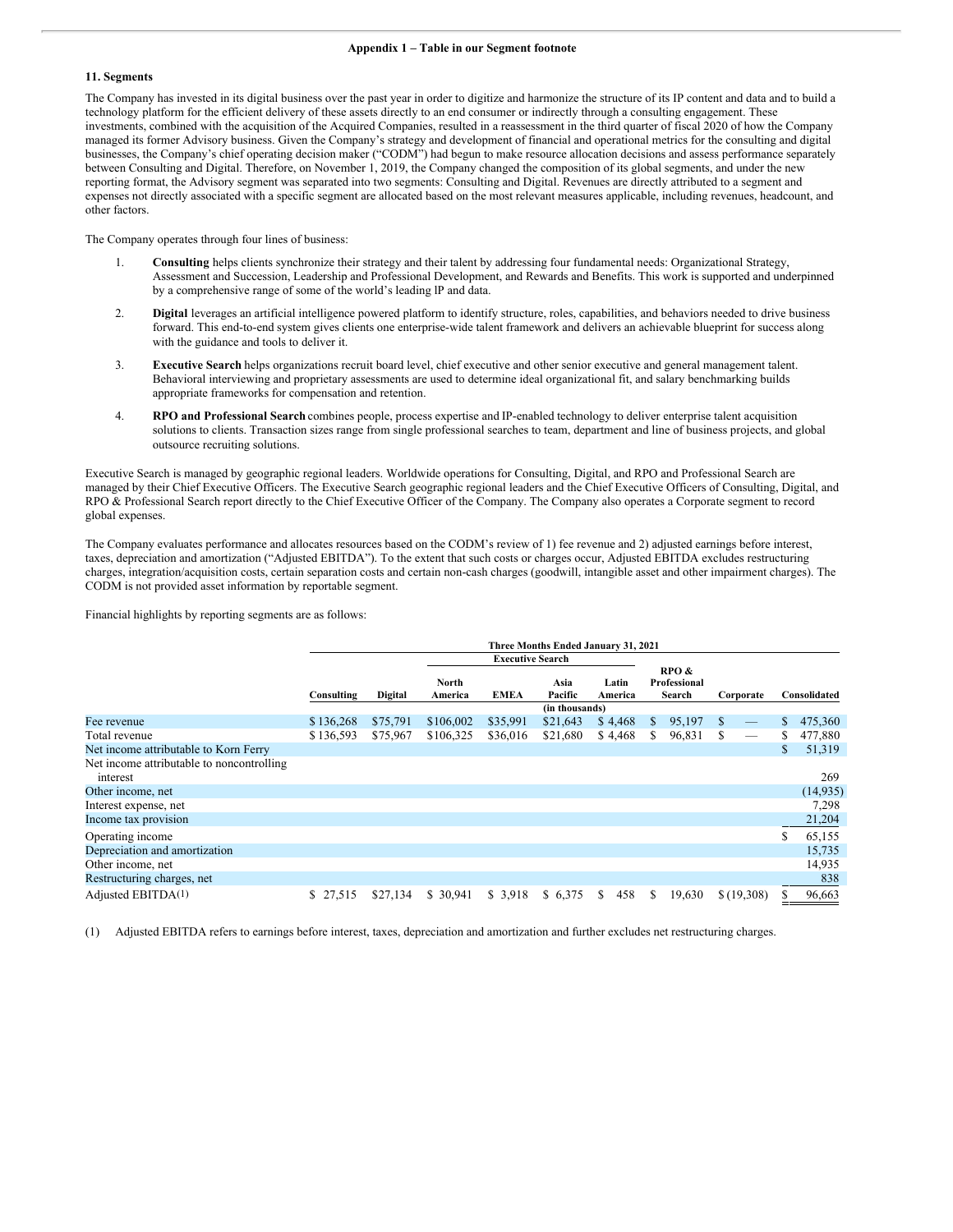**Appendix 1 – Table in our Segment footnote**

**11. Segments**

The Company has invested in its digital business over the past year in order to digitize and harmonize the structure of its IP content and data and to build a technology platform for the efficient delivery of these assets directly to an end consumer or indirectly through a consulting engagement. These investments, combined with the acquisition of the Acquired Companies, resulted in a reassessment in the third quarter of fiscal 2020 of how the Company managed its former Advisory business. Given the Company's strategy and development of financial and operational metrics for the consulting and digital businesses, the Company's chief operating decision maker ("CODM") had begun to make resource allocation decisions and assess performance separately between Consulting and Digital. Therefore, on November 1, 2019, the Company changed the composition of its global segments, and under the new reporting format, the Advisory segment was separated into two segments: Consulting and Digital. Revenues are directly attributed to a segment and expenses not directly associated with a specific segment are allocated based on the most relevant measures applicable, including revenues, headcount, and other factors.

The Company operates through four lines of business:

1. **Consulting** helps clients synchronize their strategy and their talent by addressing four fundamental needs: Organizational Strategy, Assessment and Succession, Leadership and Professional Development, and Rewards and Benefits. This work is supported and underpinned by a comprehensive range of some of the world's leading IP and data.

2. **Digital** leverages an artificial intelligence powered platform to identify structure, roles, capabilities, and behaviors needed to drive business forward. This end-to-end system gives clients one enterprise-wide talent framework and delivers an achievable blueprint for success along with the guidance and tools to deliver it.

3. **Executive Search** helps organizations recruit board level, chief executive and other senior executive and general management talent. Behavioral interviewing and proprietary assessments are used to determine ideal organizational fit, and salary benchmarking builds appropriate frameworks for compensation and retention.

4. **RPO and Professional Search** combines people, process expertise and IP-enabled technology to deliver enterprise talent acquisition solutions to clients. Transaction sizes range from single professional searches to team, department and line of business projects, and global outsource recruiting solutions.

Executive Search is managed by geographic regional leaders. Worldwide operations for Consulting, Digital, and RPO and Professional Search are managed by their Chief Executive Officers. The Executive Search geographic regional leaders and the Chief Executive Officers of Consulting, Digital, and RPO & Professional Search report directly to the Chief Executive Officer of the Company. The Company also operates a Corporate segment to record global expenses.

The Company evaluates performance and allocates resources based on the CODM's review of 1) fee revenue and 2) adjusted earnings before interest, taxes, depreciation and amortization ("Adjusted EBITDA"). To the extent that such costs or charges occur, Adjusted EBITDA excludes restructuring charges, integration/acquisition costs, certain separation costs and certain non-cash charges (goodwill, intangible asset and other impairment charges). The CODM is not provided asset information by reportable segment.

Financial highlights by reporting segments are as follows:

| | Three Months Ended January 31, 2021 | | | | | | | | |
|---|---|---|---|---|---|---|---|---|---|
| | | | Executive Search | | | | | | |
| | Consulting | Digital | North America | EMEA | Asia Pacific | Latin America | RPO & Professional Search | Corporate | Consolidated |
| | (in thousands) | | | | | | | | |
| Fee revenue | $ 136,268 | $75,791 | $106,002 | $35,991 | $21,643 | $ 4,468 | $ 95,197 | $ — | $ 475,360 |
| Total revenue | $ 136,593 | $75,967 | $106,325 | $36,016 | $21,680 | $ 4,468 | $ 96,831 | $ — | $ 477,880 |
| Net income attributable to Korn Ferry | | | | | | | | | $ 51,319 |
| Net income attributable to noncontrolling interest | | | | | | | | | 269 |
| Other income, net | | | | | | | | | (14,935) |
| Interest expense, net | | | | | | | | | 7,298 |
| Income tax provision | | | | | | | | | 21,204 |
| Operating income | | | | | | | | | $ 65,155 |
| Depreciation and amortization | | | | | | | | | 15,735 |
| Other income, net | | | | | | | | | 14,935 |
| Restructuring charges, net | | | | | | | | | 838 |
| Adjusted EBITDA(1) | $ 27,515 | $27,134 | $ 30,941 | $ 3,918 | $ 6,375 | $ 458 | $ 19,630 | $ (19,308) | $ 96,663 |

(1) Adjusted EBITDA refers to earnings before interest, taxes, depreciation and amortization and further excludes net restructuring charges.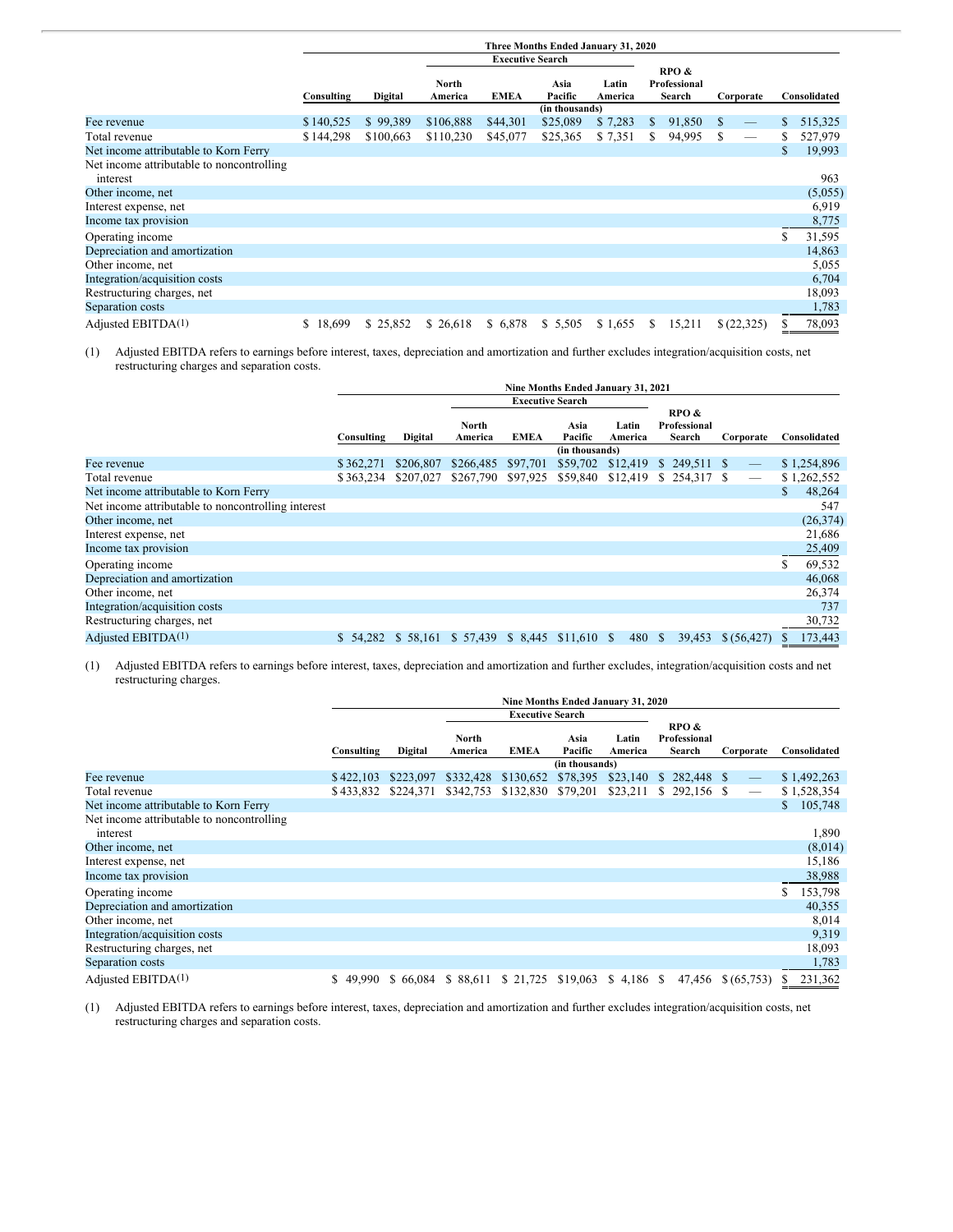| | Three Months Ended January 31, 2020 | | | | | | | | |
|---|---|---|---|---|---|---|---|---|---|
| | | | Executive Search | | | | | | |
| | Consulting | Digital | North America | EMEA | Asia Pacific | Latin America | RPO & Professional Search | Corporate | Consolidated |
| | (in thousands) | | | | | | | | |
| Fee revenue | $ 140,525 | $ 99,389 | $ 106,888 | $ 44,301 | $ 25,089 | $ 7,283 | $ 91,850 | $ — | $ 515,325 |
| Total revenue | $ 144,298 | $ 100,663 | $ 110,230 | $ 45,077 | $ 25,365 | $ 7,351 | $ 94,995 | $ — | $ 527,979 |
| Net income attributable to Korn Ferry | | | | | | | | | $ 19,993 |
| Net income attributable to noncontrolling interest | | | | | | | | | 963 |
| Other income, net | | | | | | | | | (5,055) |
| Interest expense, net | | | | | | | | | 6,919 |
| Income tax provision | | | | | | | | | 8,775 |
| Operating income | | | | | | | | | $ 31,595 |
| Depreciation and amortization | | | | | | | | | 14,863 |
| Other income, net | | | | | | | | | 5,055 |
| Integration/acquisition costs | | | | | | | | | 6,704 |
| Restructuring charges, net | | | | | | | | | 18,093 |
| Separation costs | | | | | | | | | 1,783 |
| Adjusted EBITDA(1) | $ 18,699 | $ 25,852 | $ 26,618 | $ 6,878 | $ 5,505 | $ 1,655 | $ 15,211 | $ (22,325) | $ 78,093 |

(1) Adjusted EBITDA refers to earnings before interest, taxes, depreciation and amortization and further excludes integration/acquisition costs, net restructuring charges and separation costs.

| | Nine Months Ended January 31, 2021 | | | | | | | | |
|---|---|---|---|---|---|---|---|---|---|
| | | | Executive Search | | | | | | |
| | Consulting | Digital | North America | EMEA | Asia Pacific | Latin America | RPO & Professional Search | Corporate | Consolidated |
| | (in thousands) | | | | | | | | |
| Fee revenue | $ 362,271 | $ 206,807 | $ 266,485 | $ 97,701 | $ 59,702 | $ 12,419 | $ 249,511 | $ — | $ 1,254,896 |
| Total revenue | $ 363,234 | $ 207,027 | $ 267,790 | $ 97,925 | $ 59,840 | $ 12,419 | $ 254,317 | $ — | $ 1,262,552 |
| Net income attributable to Korn Ferry | | | | | | | | | $ 48,264 |
| Net income attributable to noncontrolling interest | | | | | | | | | 547 |
| Other income, net | | | | | | | | | (26,374) |
| Interest expense, net | | | | | | | | | 21,686 |
| Income tax provision | | | | | | | | | 25,409 |
| Operating income | | | | | | | | | $ 69,532 |
| Depreciation and amortization | | | | | | | | | 46,068 |
| Other income, net | | | | | | | | | 26,374 |
| Integration/acquisition costs | | | | | | | | | 737 |
| Restructuring charges, net | | | | | | | | | 30,732 |
| Adjusted EBITDA(1) | $ 54,282 | $ 58,161 | $ 57,439 | $ 8,445 | $ 11,610 | $ 480 | $ 39,453 | $ (56,427) | $ 173,443 |

(1) Adjusted EBITDA refers to earnings before interest, taxes, depreciation and amortization and further excludes, integration/acquisition costs and net restructuring charges.

| | Nine Months Ended January 31, 2020 | | | | | | | | |
|---|---|---|---|---|---|---|---|---|---|
| | | | Executive Search | | | | | | |
| | Consulting | Digital | North America | EMEA | Asia Pacific | Latin America | RPO & Professional Search | Corporate | Consolidated |
| | (in thousands) | | | | | | | | |
| Fee revenue | $ 422,103 | $ 223,097 | $ 332,428 | $ 130,652 | $ 78,395 | $ 23,140 | $ 282,448 | $ — | $ 1,492,263 |
| Total revenue | $ 433,832 | $ 224,371 | $ 342,753 | $ 132,830 | $ 79,201 | $ 23,211 | $ 292,156 | $ — | $ 1,528,354 |
| Net income attributable to Korn Ferry | | | | | | | | | $ 105,748 |
| Net income attributable to noncontrolling interest | | | | | | | | | 1,890 |
| Other income, net | | | | | | | | | (8,014) |
| Interest expense, net | | | | | | | | | 15,186 |
| Income tax provision | | | | | | | | | 38,988 |
| Operating income | | | | | | | | | $ 153,798 |
| Depreciation and amortization | | | | | | | | | 40,355 |
| Other income, net | | | | | | | | | 8,014 |
| Integration/acquisition costs | | | | | | | | | 9,319 |
| Restructuring charges, net | | | | | | | | | 18,093 |
| Separation costs | | | | | | | | | 1,783 |
| Adjusted EBITDA(1) | $ 49,990 | $ 66,084 | $ 88,611 | $ 21,725 | $ 19,063 | $ 4,186 | $ 47,456 | $ (65,753) | $ 231,362 |

(1) Adjusted EBITDA refers to earnings before interest, taxes, depreciation and amortization and further excludes integration/acquisition costs, net restructuring charges and separation costs.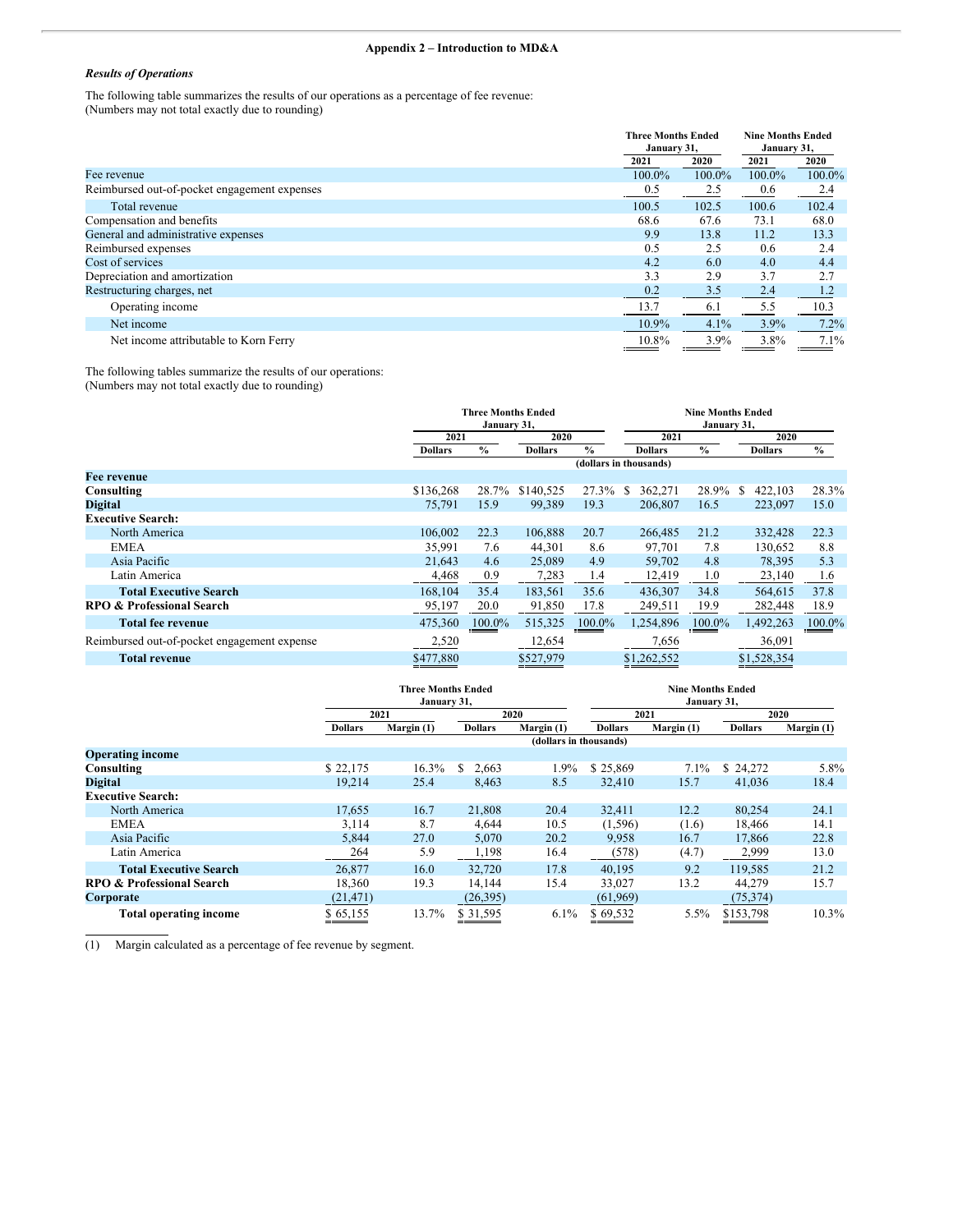## Appendix 2 – Introduction to MD&A

### *Results of Operations*

The following table summarizes the results of our operations as a percentage of fee revenue:
(Numbers may not total exactly due to rounding)

| | Three Months Ended January 31, | | Nine Months Ended January 31, | |
|---|---|---|---|---|
| | 2021 | 2020 | 2021 | 2020 |
| Fee revenue | 100.0% | 100.0% | 100.0% | 100.0% |
| Reimbursed out-of-pocket engagement expenses | 0.5 | 2.5 | 0.6 | 2.4 |
| Total revenue | 100.5 | 102.5 | 100.6 | 102.4 |
| Compensation and benefits | 68.6 | 67.6 | 73.1 | 68.0 |
| General and administrative expenses | 9.9 | 13.8 | 11.2 | 13.3 |
| Reimbursed expenses | 0.5 | 2.5 | 0.6 | 2.4 |
| Cost of services | 4.2 | 6.0 | 4.0 | 4.4 |
| Depreciation and amortization | 3.3 | 2.9 | 3.7 | 2.7 |
| Restructuring charges, net | 0.2 | 3.5 | 2.4 | 1.2 |
| Operating income | 13.7 | 6.1 | 5.5 | 10.3 |
| Net income | 10.9% | 4.1% | 3.9% | 7.2% |
| Net income attributable to Korn Ferry | 10.8% | 3.9% | 3.8% | 7.1% |

The following tables summarize the results of our operations:
(Numbers may not total exactly due to rounding)

| | Three Months Ended January 31, | | | | Nine Months Ended January 31, | | | |
|---|---|---|---|---|---|---|---|---|
| | 2021 | | 2020 | | 2021 | | 2020 | |
| | Dollars | % | Dollars | % | Dollars | % | Dollars | % |
| | (dollars in thousands) | | | | | | | |
| **Fee revenue** | | | | | | | | |
| **Consulting** | $136,268 | 28.7% | $140,525 | 27.3% | $ 362,271 | 28.9% | $ 422,103 | 28.3% |
| **Digital** | 75,791 | 15.9 | 99,389 | 19.3 | 206,807 | 16.5 | 223,097 | 15.0 |
| **Executive Search:** | | | | | | | | |
| North America | 106,002 | 22.3 | 106,888 | 20.7 | 266,485 | 21.2 | 332,428 | 22.3 |
| EMEA | 35,991 | 7.6 | 44,301 | 8.6 | 97,701 | 7.8 | 130,652 | 8.8 |
| Asia Pacific | 21,643 | 4.6 | 25,089 | 4.9 | 59,702 | 4.8 | 78,395 | 5.3 |
| Latin America | 4,468 | 0.9 | 7,283 | 1.4 | 12,419 | 1.0 | 23,140 | 1.6 |
| **Total Executive Search** | 168,104 | 35.4 | 183,561 | 35.6 | 436,307 | 34.8 | 564,615 | 37.8 |
| **RPO & Professional Search** | 95,197 | 20.0 | 91,850 | 17.8 | 249,511 | 19.9 | 282,448 | 18.9 |
| **Total fee revenue** | 475,360 | 100.0% | 515,325 | 100.0% | 1,254,896 | 100.0% | 1,492,263 | 100.0% |
| Reimbursed out-of-pocket engagement expense | 2,520 | | 12,654 | | 7,656 | | 36,091 | |
| **Total revenue** | $477,880 | | $527,979 | | $1,262,552 | | $1,528,354 | |

| | Three Months Ended January 31, | | | | Nine Months Ended January 31, | | | |
|---|---|---|---|---|---|---|---|---|
| | 2021 | | 2020 | | 2021 | | 2020 | |
| | Dollars | Margin (1) | Dollars | Margin (1) | Dollars | Margin (1) | Dollars | Margin (1) |
| | (dollars in thousands) | | | | | | | |
| **Operating income** | | | | | | | | |
| **Consulting** | $ 22,175 | 16.3% | $ 2,663 | 1.9% | $ 25,869 | 7.1% | $ 24,272 | 5.8% |
| **Digital** | 19,214 | 25.4 | 8,463 | 8.5 | 32,410 | 15.7 | 41,036 | 18.4 |
| **Executive Search:** | | | | | | | | |
| North America | 17,655 | 16.7 | 21,808 | 20.4 | 32,411 | 12.2 | 80,254 | 24.1 |
| EMEA | 3,114 | 8.7 | 4,644 | 10.5 | (1,596) | (1.6) | 18,466 | 14.1 |
| Asia Pacific | 5,844 | 27.0 | 5,070 | 20.2 | 9,958 | 16.7 | 17,866 | 22.8 |
| Latin America | 264 | 5.9 | 1,198 | 16.4 | (578) | (4.7) | 2,999 | 13.0 |
| **Total Executive Search** | 26,877 | 16.0 | 32,720 | 17.8 | 40,195 | 9.2 | 119,585 | 21.2 |
| **RPO & Professional Search** | 18,360 | 19.3 | 14,144 | 15.4 | 33,027 | 13.2 | 44,279 | 15.7 |
| **Corporate** | (21,471) | | (26,395) | | (61,969) | | (75,374) | |
| **Total operating income** | $ 65,155 | 13.7% | $ 31,595 | 6.1% | $ 69,532 | 5.5% | $153,798 | 10.3% |

(1) Margin calculated as a percentage of fee revenue by segment.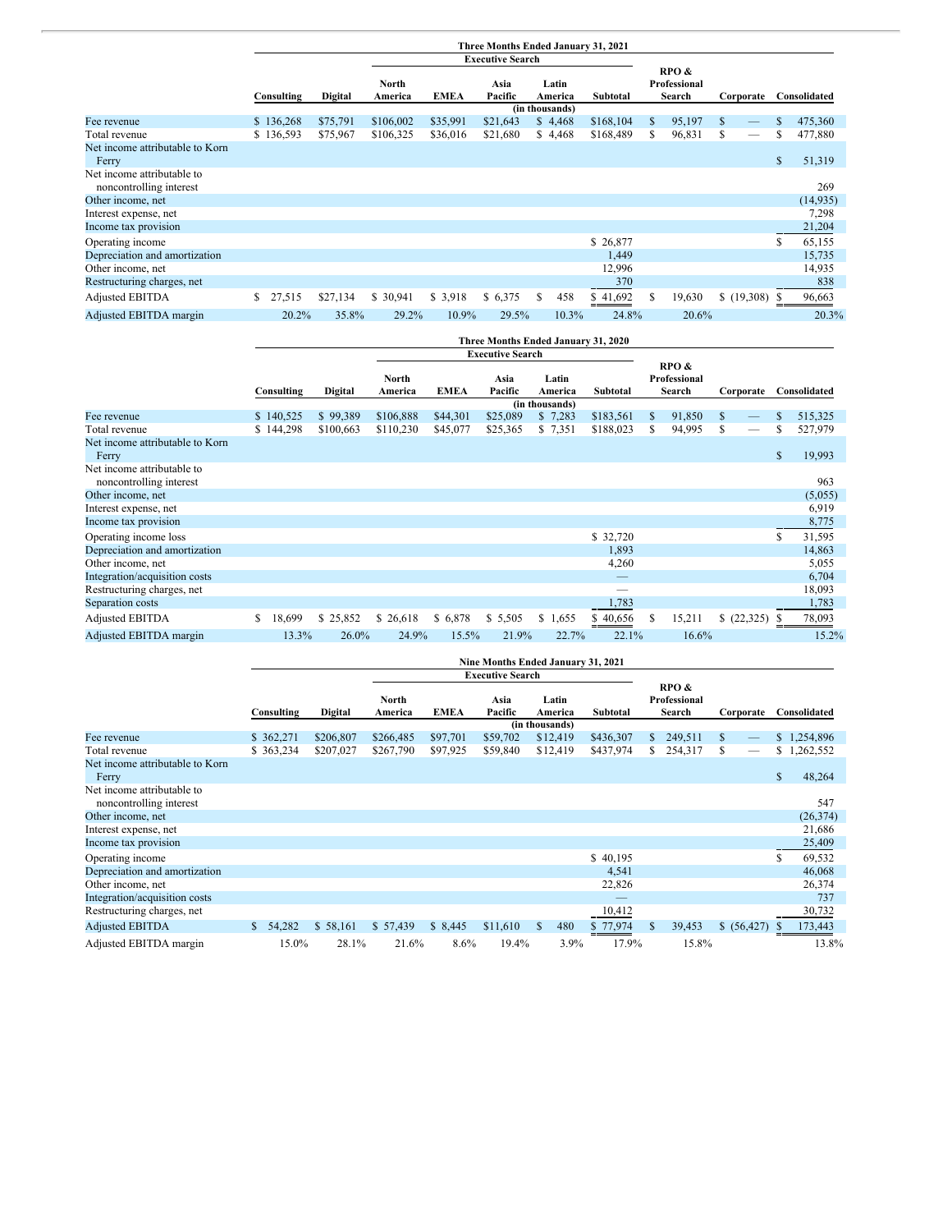| | Three Months Ended January 31, 2021 | | | | | | | | | |
|---|---|---|---|---|---|---|---|---|---|---|
| | | | Executive Search | | | | | | | |
| | Consulting | Digital | North America | EMEA | Asia Pacific | Latin America | Subtotal | RPO & Professional Search | Corporate | Consolidated |
| | (in thousands) | | | | | | | | | |
| Fee revenue | $ 136,268 | $75,791 | $106,002 | $35,991 | $21,643 | $ 4,468 | $168,104 | $ 95,197 | $ — | $ 475,360 |
| Total revenue | $ 136,593 | $75,967 | $106,325 | $36,016 | $21,680 | $ 4,468 | $168,489 | $ 96,831 | $ — | $ 477,880 |
| Net income attributable to Korn Ferry | | | | | | | | | | $ 51,319 |
| Net income attributable to noncontrolling interest | | | | | | | | | | 269 |
| Other income, net | | | | | | | | | | (14,935) |
| Interest expense, net | | | | | | | | | | 7,298 |
| Income tax provision | | | | | | | | | | 21,204 |
| Operating income | | | | | | | $ 26,877 | | | $ 65,155 |
| Depreciation and amortization | | | | | | | 1,449 | | | 15,735 |
| Other income, net | | | | | | | 12,996 | | | 14,935 |
| Restructuring charges, net | | | | | | | 370 | | | 838 |
| Adjusted EBITDA | $ 27,515 | $27,134 | $ 30,941 | $ 3,918 | $ 6,375 | $ 458 | $ 41,692 | $ 19,630 | $ (19,308) | $ 96,663 |
| Adjusted EBITDA margin | 20.2% | 35.8% | 29.2% | 10.9% | 29.5% | 10.3% | 24.8% | 20.6% | | 20.3% |

| | Three Months Ended January 31, 2020 | | | | | | | | | |
|---|---|---|---|---|---|---|---|---|---|---|
| | | | Executive Search | | | | | | | |
| | Consulting | Digital | North America | EMEA | Asia Pacific | Latin America | Subtotal | RPO & Professional Search | Corporate | Consolidated |
| | (in thousands) | | | | | | | | | |
| Fee revenue | $ 140,525 | $ 99,389 | $106,888 | $44,301 | $25,089 | $ 7,283 | $183,561 | $ 91,850 | $ — | $ 515,325 |
| Total revenue | $ 144,298 | $100,663 | $110,230 | $45,077 | $25,365 | $ 7,351 | $188,023 | $ 94,995 | $ — | $ 527,979 |
| Net income attributable to Korn Ferry | | | | | | | | | | $ 19,993 |
| Net income attributable to noncontrolling interest | | | | | | | | | | 963 |
| Other income, net | | | | | | | | | | (5,055) |
| Interest expense, net | | | | | | | | | | 6,919 |
| Income tax provision | | | | | | | | | | 8,775 |
| Operating income loss | | | | | | | $ 32,720 | | | $ 31,595 |
| Depreciation and amortization | | | | | | | 1,893 | | | 14,863 |
| Other income, net | | | | | | | 4,260 | | | 5,055 |
| Integration/acquisition costs | | | | | | | — | | | 6,704 |
| Restructuring charges, net | | | | | | | — | | | 18,093 |
| Separation costs | | | | | | | 1,783 | | | 1,783 |
| Adjusted EBITDA | $ 18,699 | $ 25,852 | $ 26,618 | $ 6,878 | $ 5,505 | $ 1,655 | $ 40,656 | $ 15,211 | $ (22,325) | $ 78,093 |
| Adjusted EBITDA margin | 13.3% | 26.0% | 24.9% | 15.5% | 21.9% | 22.7% | 22.1% | 16.6% | | 15.2% |

| | Nine Months Ended January 31, 2021 | | | | | | | | | |
|---|---|---|---|---|---|---|---|---|---|---|
| | | | Executive Search | | | | | | | |
| | Consulting | Digital | North America | EMEA | Asia Pacific | Latin America | Subtotal | RPO & Professional Search | Corporate | Consolidated |
| | (in thousands) | | | | | | | | | |
| Fee revenue | $ 362,271 | $206,807 | $266,485 | $97,701 | $59,702 | $12,419 | $436,307 | $ 249,511 | $ — | $ 1,254,896 |
| Total revenue | $ 363,234 | $207,027 | $267,790 | $97,925 | $59,840 | $12,419 | $437,974 | $ 254,317 | $ — | $ 1,262,552 |
| Net income attributable to Korn Ferry | | | | | | | | | | $ 48,264 |
| Net income attributable to noncontrolling interest | | | | | | | | | | 547 |
| Other income, net | | | | | | | | | | (26,374) |
| Interest expense, net | | | | | | | | | | 21,686 |
| Income tax provision | | | | | | | | | | 25,409 |
| Operating income | | | | | | | $ 40,195 | | | $ 69,532 |
| Depreciation and amortization | | | | | | | 4,541 | | | 46,068 |
| Other income, net | | | | | | | 22,826 | | | 26,374 |
| Integration/acquisition costs | | | | | | | — | | | 737 |
| Restructuring charges, net | | | | | | | 10,412 | | | 30,732 |
| Adjusted EBITDA | $ 54,282 | $ 58,161 | $ 57,439 | $ 8,445 | $11,610 | $ 480 | $ 77,974 | $ 39,453 | $ (56,427) | $ 173,443 |
| Adjusted EBITDA margin | 15.0% | 28.1% | 21.6% | 8.6% | 19.4% | 3.9% | 17.9% | 15.8% | | 13.8% |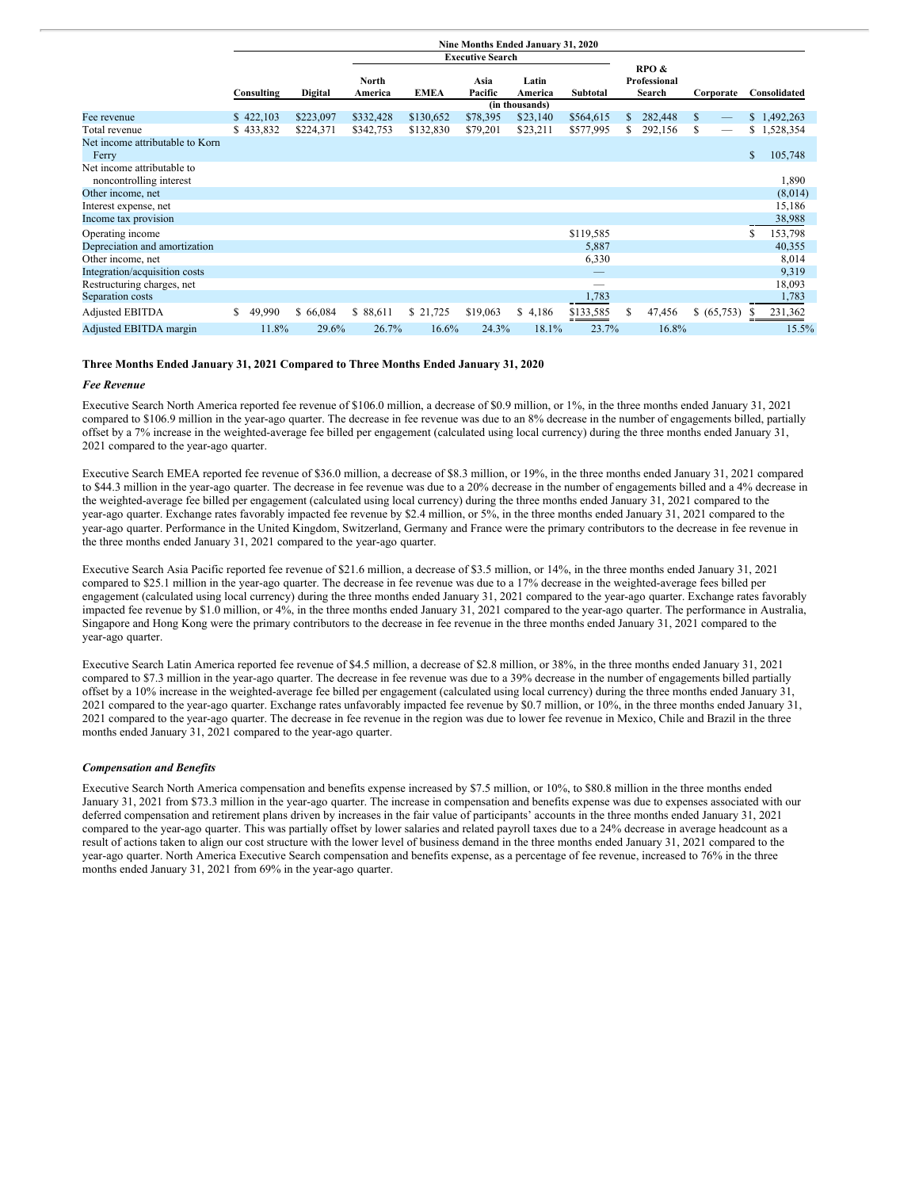| | Nine Months Ended January 31, 2020 | | | | | | | | | |
|---|---|---|---|---|---|---|---|---|---|---|
| | | | Executive Search | | | | | | | |
| | Consulting | Digital | North America | EMEA | Asia Pacific | Latin America | Subtotal | RPO & Professional Search | Corporate | Consolidated |
| | | | | | | (in thousands) | | | | |
| Fee revenue | $ 422,103 | $223,097 | $332,428 | $130,652 | $78,395 | $23,140 | $564,615 | $ 282,448 | $ — | $ 1,492,263 |
| Total revenue | $ 433,832 | $224,371 | $342,753 | $132,830 | $79,201 | $23,211 | $577,995 | $ 292,156 | $ — | $ 1,528,354 |
| Net income attributable to Korn Ferry | | | | | | | | | | $ 105,748 |
| Net income attributable to noncontrolling interest | | | | | | | | | | 1,890 |
| Other income, net | | | | | | | | | | (8,014) |
| Interest expense, net | | | | | | | | | | 15,186 |
| Income tax provision | | | | | | | | | | 38,988 |
| Operating income | | | | | | | $119,585 | | | $ 153,798 |
| Depreciation and amortization | | | | | | | 5,887 | | | 40,355 |
| Other income, net | | | | | | | 6,330 | | | 8,014 |
| Integration/acquisition costs | | | | | | | — | | | 9,319 |
| Restructuring charges, net | | | | | | | — | | | 18,093 |
| Separation costs | | | | | | | 1,783 | | | 1,783 |
| Adjusted EBITDA | $ 49,990 | $ 66,084 | $ 88,611 | $ 21,725 | $19,063 | $ 4,186 | $133,585 | $ 47,456 | $ (65,753) | $ 231,362 |
| Adjusted EBITDA margin | 11.8% | 29.6% | 26.7% | 16.6% | 24.3% | 18.1% | 23.7% | 16.8% | | 15.5% |

**Three Months Ended January 31, 2021 Compared to Three Months Ended January 31, 2020**

***Fee Revenue***

Executive Search North America reported fee revenue of $106.0 million, a decrease of $0.9 million, or 1%, in the three months ended January 31, 2021 compared to $106.9 million in the year-ago quarter. The decrease in fee revenue was due to an 8% decrease in the number of engagements billed, partially offset by a 7% increase in the weighted-average fee billed per engagement (calculated using local currency) during the three months ended January 31, 2021 compared to the year-ago quarter.

Executive Search EMEA reported fee revenue of $36.0 million, a decrease of $8.3 million, or 19%, in the three months ended January 31, 2021 compared to $44.3 million in the year-ago quarter. The decrease in fee revenue was due to a 20% decrease in the number of engagements billed and a 4% decrease in the weighted-average fee billed per engagement (calculated using local currency) during the three months ended January 31, 2021 compared to the year-ago quarter. Exchange rates favorably impacted fee revenue by $2.4 million, or 5%, in the three months ended January 31, 2021 compared to the year-ago quarter. Performance in the United Kingdom, Switzerland, Germany and France were the primary contributors to the decrease in fee revenue in the three months ended January 31, 2021 compared to the year-ago quarter.

Executive Search Asia Pacific reported fee revenue of $21.6 million, a decrease of $3.5 million, or 14%, in the three months ended January 31, 2021 compared to $25.1 million in the year-ago quarter. The decrease in fee revenue was due to a 17% decrease in the weighted-average fees billed per engagement (calculated using local currency) during the three months ended January 31, 2021 compared to the year-ago quarter. Exchange rates favorably impacted fee revenue by $1.0 million, or 4%, in the three months ended January 31, 2021 compared to the year-ago quarter. The performance in Australia, Singapore and Hong Kong were the primary contributors to the decrease in fee revenue in the three months ended January 31, 2021 compared to the year-ago quarter.

Executive Search Latin America reported fee revenue of $4.5 million, a decrease of $2.8 million, or 38%, in the three months ended January 31, 2021 compared to $7.3 million in the year-ago quarter. The decrease in fee revenue was due to a 39% decrease in the number of engagements billed partially offset by a 10% increase in the weighted-average fee billed per engagement (calculated using local currency) during the three months ended January 31, 2021 compared to the year-ago quarter. Exchange rates unfavorably impacted fee revenue by $0.7 million, or 10%, in the three months ended January 31, 2021 compared to the year-ago quarter. The decrease in fee revenue in the region was due to lower fee revenue in Mexico, Chile and Brazil in the three months ended January 31, 2021 compared to the year-ago quarter.

***Compensation and Benefits***

Executive Search North America compensation and benefits expense increased by $7.5 million, or 10%, to $80.8 million in the three months ended January 31, 2021 from $73.3 million in the year-ago quarter. The increase in compensation and benefits expense was due to expenses associated with our deferred compensation and retirement plans driven by increases in the fair value of participants' accounts in the three months ended January 31, 2021 compared to the year-ago quarter. This was partially offset by lower salaries and related payroll taxes due to a 24% decrease in average headcount as a result of actions taken to align our cost structure with the lower level of business demand in the three months ended January 31, 2021 compared to the year-ago quarter. North America Executive Search compensation and benefits expense, as a percentage of fee revenue, increased to 76% in the three months ended January 31, 2021 from 69% in the year-ago quarter.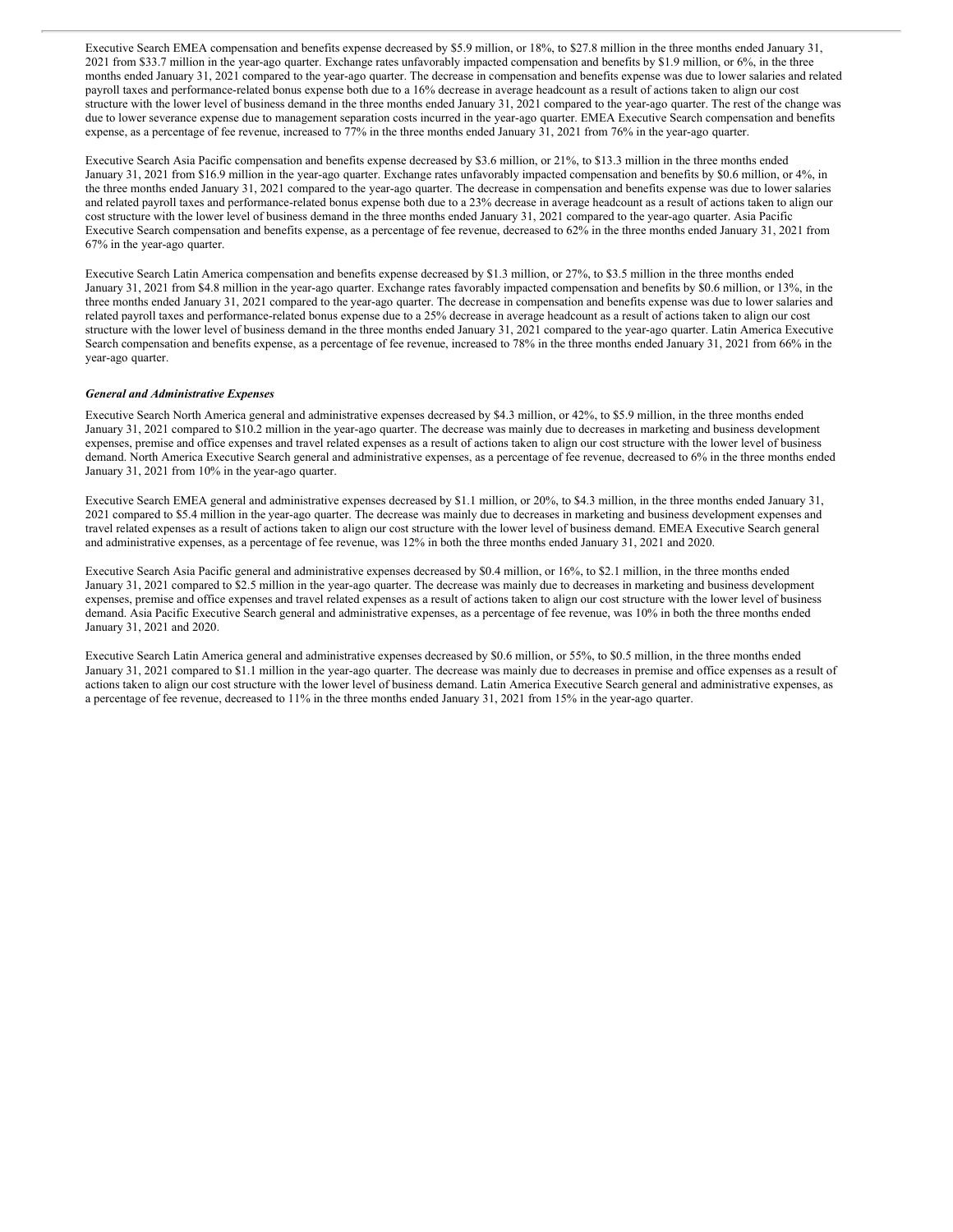Executive Search EMEA compensation and benefits expense decreased by $5.9 million, or 18%, to $27.8 million in the three months ended January 31, 2021 from $33.7 million in the year-ago quarter. Exchange rates unfavorably impacted compensation and benefits by $1.9 million, or 6%, in the three months ended January 31, 2021 compared to the year-ago quarter. The decrease in compensation and benefits expense was due to lower salaries and related payroll taxes and performance-related bonus expense both due to a 16% decrease in average headcount as a result of actions taken to align our cost structure with the lower level of business demand in the three months ended January 31, 2021 compared to the year-ago quarter. The rest of the change was due to lower severance expense due to management separation costs incurred in the year-ago quarter. EMEA Executive Search compensation and benefits expense, as a percentage of fee revenue, increased to 77% in the three months ended January 31, 2021 from 76% in the year-ago quarter.

Executive Search Asia Pacific compensation and benefits expense decreased by $3.6 million, or 21%, to $13.3 million in the three months ended January 31, 2021 from $16.9 million in the year-ago quarter. Exchange rates unfavorably impacted compensation and benefits by $0.6 million, or 4%, in the three months ended January 31, 2021 compared to the year-ago quarter. The decrease in compensation and benefits expense was due to lower salaries and related payroll taxes and performance-related bonus expense both due to a 23% decrease in average headcount as a result of actions taken to align our cost structure with the lower level of business demand in the three months ended January 31, 2021 compared to the year-ago quarter. Asia Pacific Executive Search compensation and benefits expense, as a percentage of fee revenue, decreased to 62% in the three months ended January 31, 2021 from 67% in the year-ago quarter.

Executive Search Latin America compensation and benefits expense decreased by $1.3 million, or 27%, to $3.5 million in the three months ended January 31, 2021 from $4.8 million in the year-ago quarter. Exchange rates favorably impacted compensation and benefits by $0.6 million, or 13%, in the three months ended January 31, 2021 compared to the year-ago quarter. The decrease in compensation and benefits expense was due to lower salaries and related payroll taxes and performance-related bonus expense due to a 25% decrease in average headcount as a result of actions taken to align our cost structure with the lower level of business demand in the three months ended January 31, 2021 compared to the year-ago quarter. Latin America Executive Search compensation and benefits expense, as a percentage of fee revenue, increased to 78% in the three months ended January 31, 2021 from 66% in the year-ago quarter.

***General and Administrative Expenses***

Executive Search North America general and administrative expenses decreased by $4.3 million, or 42%, to $5.9 million, in the three months ended January 31, 2021 compared to $10.2 million in the year-ago quarter. The decrease was mainly due to decreases in marketing and business development expenses, premise and office expenses and travel related expenses as a result of actions taken to align our cost structure with the lower level of business demand. North America Executive Search general and administrative expenses, as a percentage of fee revenue, decreased to 6% in the three months ended January 31, 2021 from 10% in the year-ago quarter.

Executive Search EMEA general and administrative expenses decreased by $1.1 million, or 20%, to $4.3 million, in the three months ended January 31, 2021 compared to $5.4 million in the year-ago quarter. The decrease was mainly due to decreases in marketing and business development expenses and travel related expenses as a result of actions taken to align our cost structure with the lower level of business demand. EMEA Executive Search general and administrative expenses, as a percentage of fee revenue, was 12% in both the three months ended January 31, 2021 and 2020.

Executive Search Asia Pacific general and administrative expenses decreased by $0.4 million, or 16%, to $2.1 million, in the three months ended January 31, 2021 compared to $2.5 million in the year-ago quarter. The decrease was mainly due to decreases in marketing and business development expenses, premise and office expenses and travel related expenses as a result of actions taken to align our cost structure with the lower level of business demand. Asia Pacific Executive Search general and administrative expenses, as a percentage of fee revenue, was 10% in both the three months ended January 31, 2021 and 2020.

Executive Search Latin America general and administrative expenses decreased by $0.6 million, or 55%, to $0.5 million, in the three months ended January 31, 2021 compared to $1.1 million in the year-ago quarter. The decrease was mainly due to decreases in premise and office expenses as a result of actions taken to align our cost structure with the lower level of business demand. Latin America Executive Search general and administrative expenses, as a percentage of fee revenue, decreased to 11% in the three months ended January 31, 2021 from 15% in the year-ago quarter.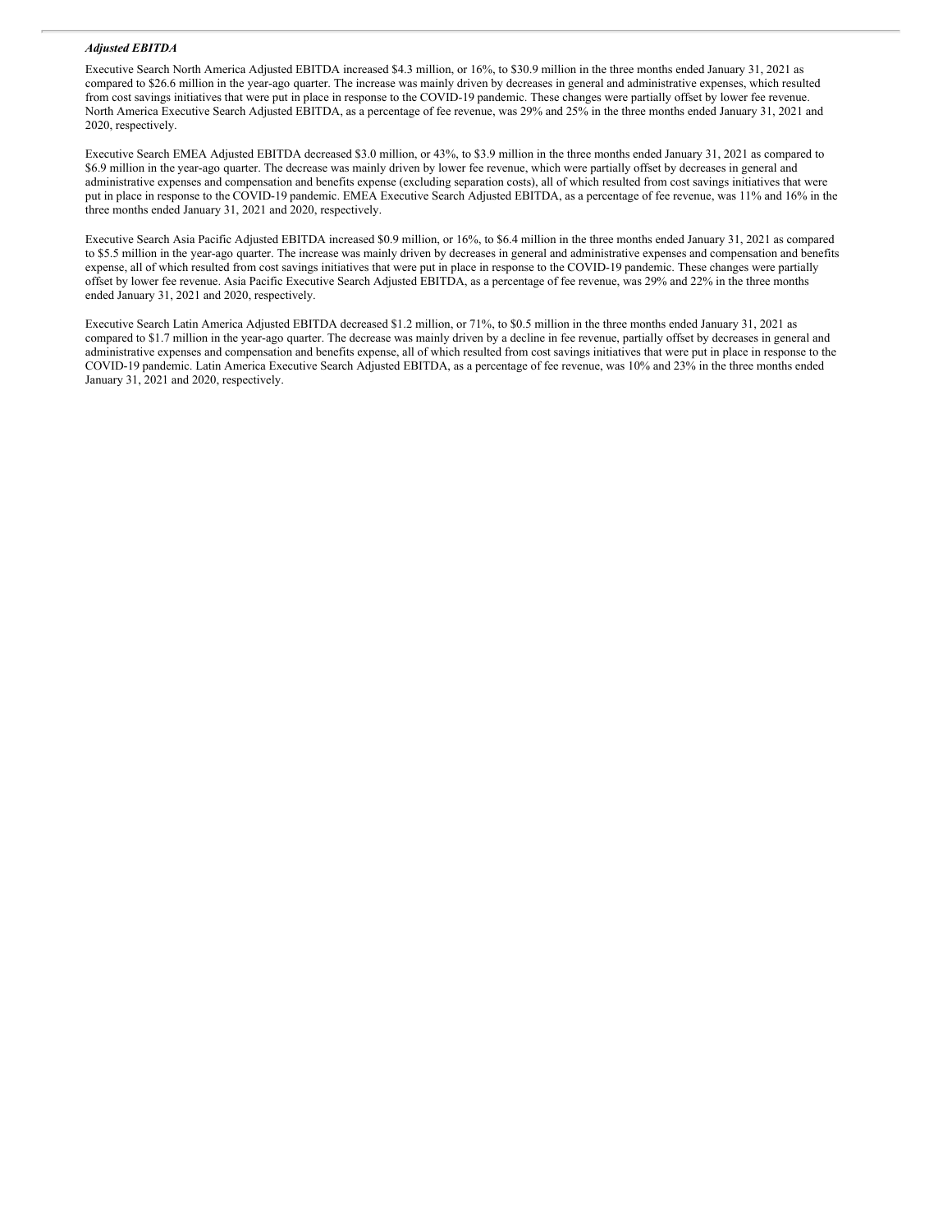***Adjusted EBITDA***

Executive Search North America Adjusted EBITDA increased $4.3 million, or 16%, to $30.9 million in the three months ended January 31, 2021 as compared to $26.6 million in the year-ago quarter. The increase was mainly driven by decreases in general and administrative expenses, which resulted from cost savings initiatives that were put in place in response to the COVID-19 pandemic. These changes were partially offset by lower fee revenue. North America Executive Search Adjusted EBITDA, as a percentage of fee revenue, was 29% and 25% in the three months ended January 31, 2021 and 2020, respectively.

Executive Search EMEA Adjusted EBITDA decreased $3.0 million, or 43%, to $3.9 million in the three months ended January 31, 2021 as compared to $6.9 million in the year-ago quarter. The decrease was mainly driven by lower fee revenue, which were partially offset by decreases in general and administrative expenses and compensation and benefits expense (excluding separation costs), all of which resulted from cost savings initiatives that were put in place in response to the COVID-19 pandemic. EMEA Executive Search Adjusted EBITDA, as a percentage of fee revenue, was 11% and 16% in the three months ended January 31, 2021 and 2020, respectively.

Executive Search Asia Pacific Adjusted EBITDA increased $0.9 million, or 16%, to $6.4 million in the three months ended January 31, 2021 as compared to $5.5 million in the year-ago quarter. The increase was mainly driven by decreases in general and administrative expenses and compensation and benefits expense, all of which resulted from cost savings initiatives that were put in place in response to the COVID-19 pandemic. These changes were partially offset by lower fee revenue. Asia Pacific Executive Search Adjusted EBITDA, as a percentage of fee revenue, was 29% and 22% in the three months ended January 31, 2021 and 2020, respectively.

Executive Search Latin America Adjusted EBITDA decreased $1.2 million, or 71%, to $0.5 million in the three months ended January 31, 2021 as compared to $1.7 million in the year-ago quarter. The decrease was mainly driven by a decline in fee revenue, partially offset by decreases in general and administrative expenses and compensation and benefits expense, all of which resulted from cost savings initiatives that were put in place in response to the COVID-19 pandemic. Latin America Executive Search Adjusted EBITDA, as a percentage of fee revenue, was 10% and 23% in the three months ended January 31, 2021 and 2020, respectively.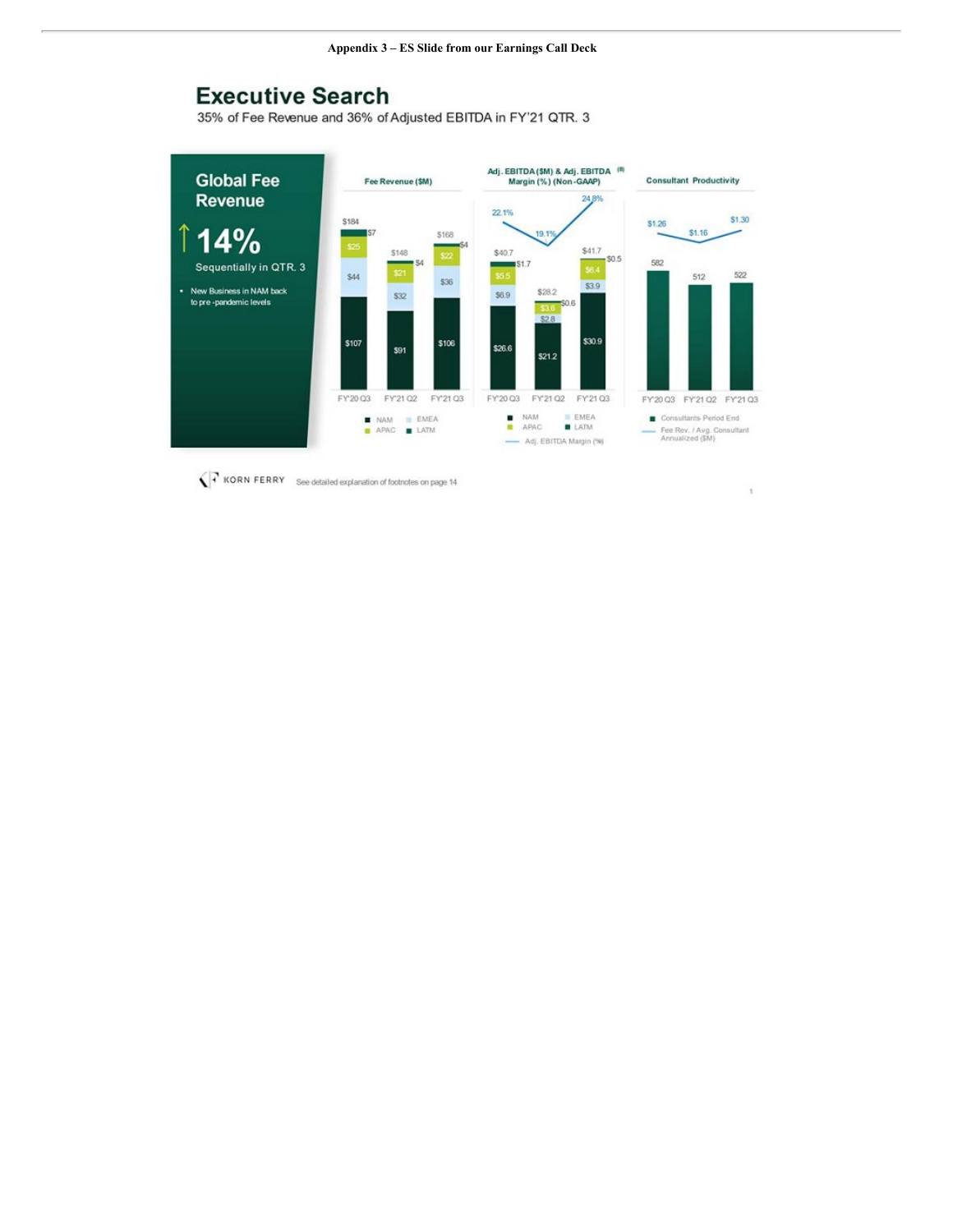**Appendix 3 – ES Slide from our Earnings Call Deck**

# Executive Search

35% of Fee Revenue and 36% of Adjusted EBITDA in FY'21 QTR. 3

## Global Fee Revenue

↑ 14%

Sequentially in QTR. 3

- New Business in NAM back to pre-pandemic levels

Fee Revenue ($M)

$184
$7
$25
$44
$107
$148
$4
$21
$32
$91
$168
$4
$22
$36
$106
FY'20 Q3
FY'21 Q2
FY'21 Q3
NAM
EMEA
APAC
LATM

Adj. EBITDA ($M) & Adj. EBITDA Margin (%) (Non-GAAP) [8]

22.1%
19.1%
24.8%
$40.7
$1.7
$5.5
$6.9
$26.6
$28.2
$0.6
$3.6
$2.8
$21.2
$41.7
$0.5
$6.4
$3.9
$30.9
FY'20 Q3
FY'21 Q2
FY'21 Q3
NAM
EMEA
APAC
LATM
Adj. EBITDA Margin (%)

Consultant Productivity

$1.26
$1.16
$1.30
582
512
522
FY'20 Q3
FY'21 Q2
FY'21 Q3
Consultants Period End
Fee Rev. / Avg. Consultant Annualized ($M)

KORN FERRY See detailed explanation of footnotes on page 14